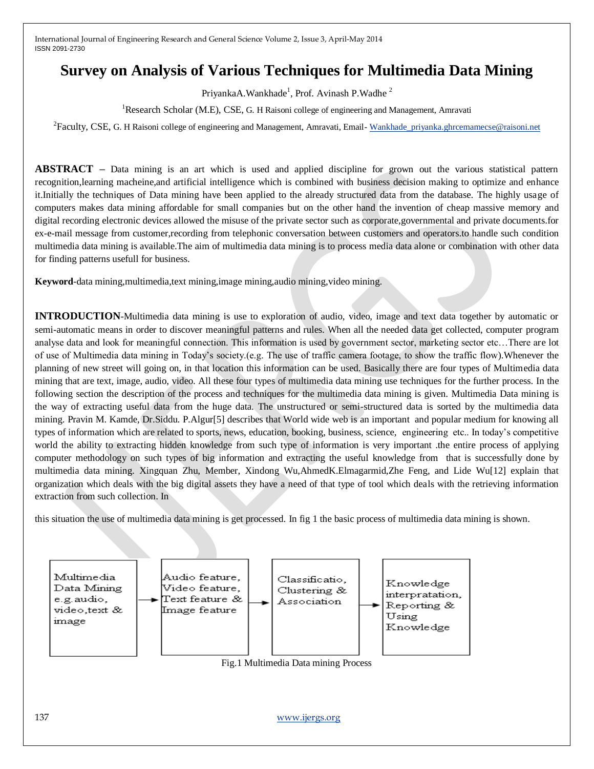# Survey on Analysis of Various Techniques for Multimedia Data Mining

PriyankaA.Wankhade[1], Prof. Avinash P.Wadhe [2]

[1]Research Scholar (M.E), CSE, G. H Raisoni college of engineering and Management, Amravati

[2]Faculty, CSE, G. H Raisoni college of engineering and Management, Amravati, Email- Wankhade_priyanka.ghrcemamecse@raisoni.net

**ABSTRACT** – Data mining is an art which is used and applied discipline for grown out the various statistical pattern recognition,learning macheine,and artificial intelligence which is combined with business decision making to optimize and enhance it.Initially the techniques of Data mining have been applied to the already structured data from the database. The highly usage of computers makes data mining affordable for small companies but on the other hand the invention of cheap massive memory and digital recording electronic devices allowed the misuse of the private sector such as corporate,governmental and private documents.for ex-e-mail message from customer,recording from telephonic conversation between customers and operators.to handle such condition multimedia data mining is available.The aim of multimedia data mining is to process media data alone or combination with other data for finding patterns usefull for business.

**Keyword**-data mining,multimedia,text mining,image mining,audio mining,video mining.

**INTRODUCTION**-Multimedia data mining is use to exploration of audio, video, image and text data together by automatic or semi-automatic means in order to discover meaningful patterns and rules. When all the needed data get collected, computer program analyse data and look for meaningful connection. This information is used by government sector, marketing sector etc…There are lot of use of Multimedia data mining in Today's society.(e.g. The use of traffic camera footage, to show the traffic flow).Whenever the planning of new street will going on, in that location this information can be used. Basically there are four types of Multimedia data mining that are text, image, audio, video. All these four types of multimedia data mining use techniques for the further process. In the following section the description of the process and techniques for the multimedia data mining is given. Multimedia Data mining is the way of extracting useful data from the huge data. The unstructured or semi-structured data is sorted by the multimedia data mining. Pravin M. Kamde, Dr.Siddu. P.Algur[5] describes that World wide web is an important and popular medium for knowing all types of information which are related to sports, news, education, booking, business, science, engineering etc.. In today's competitive world the ability to extracting hidden knowledge from such type of information is very important .the entire process of applying computer methodology on such types of big information and extracting the useful knowledge from that is successfully done by multimedia data mining. Xingquan Zhu, Member, Xindong Wu,AhmedK.Elmagarmid,Zhe Feng, and Lide Wu[12] explain that organization which deals with the big digital assets they have a need of that type of tool which deals with the retrieving information extraction from such collection. In this situation the use of multimedia data mining is get processed. In fig 1 the basic process of multimedia data mining is shown.

| Multimedia Data Mining e.g.audio, video,text & image | → | Audio feature, Video feature, Text feature & Image feature | → | Classificatio, Clustering & Association | → | Knowledge interpratation, Reporting & Using Knowledge |
|---|---|---|---|---|---|---|

Fig.1 Multimedia Data mining Process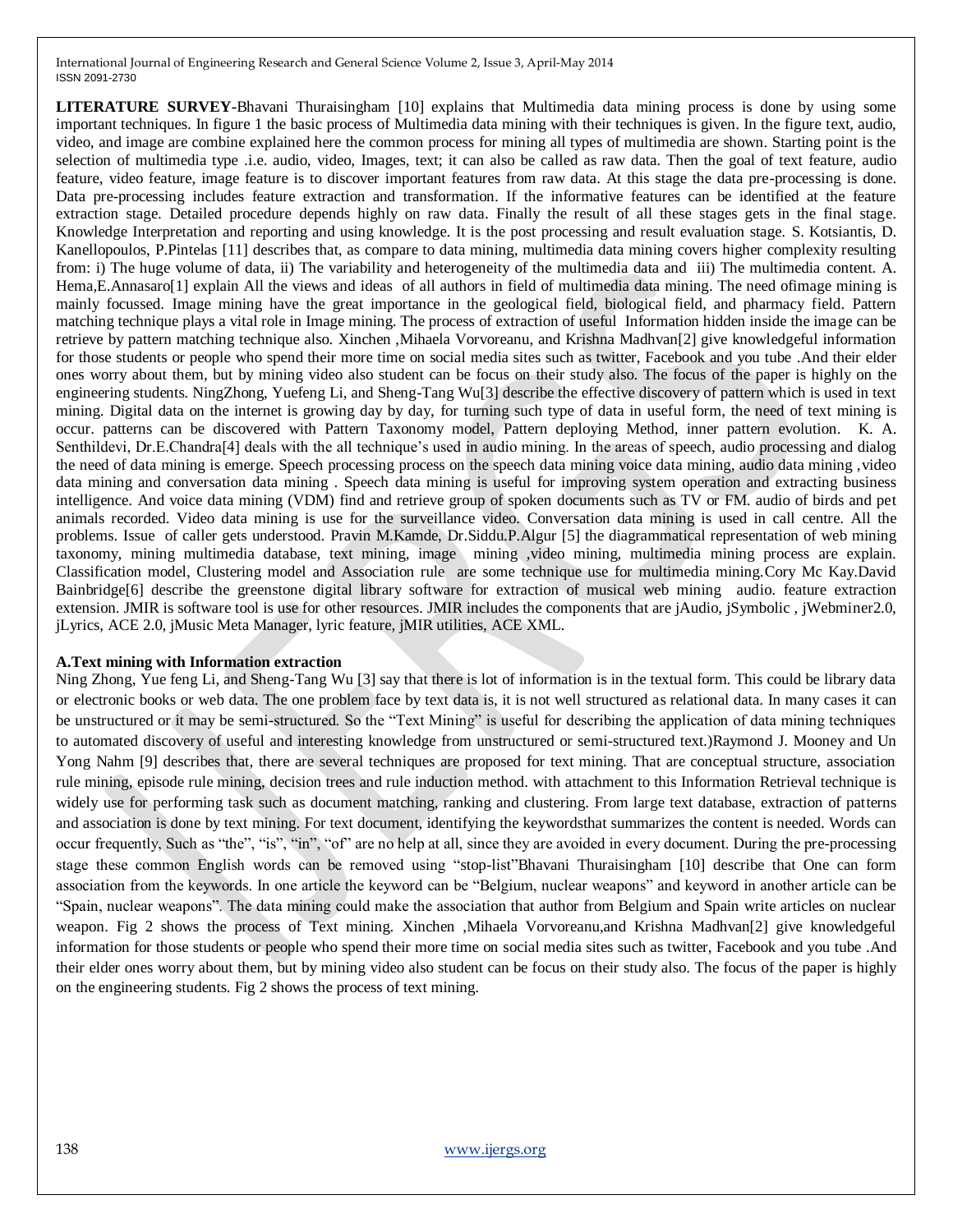**LITERATURE SURVEY**-Bhavani Thuraisingham [10] explains that Multimedia data mining process is done by using some important techniques. In figure 1 the basic process of Multimedia data mining with their techniques is given. In the figure text, audio, video, and image are combine explained here the common process for mining all types of multimedia are shown. Starting point is the selection of multimedia type .i.e. audio, video, Images, text; it can also be called as raw data. Then the goal of text feature, audio feature, video feature, image feature is to discover important features from raw data. At this stage the data pre-processing is done. Data pre-processing includes feature extraction and transformation. If the informative features can be identified at the feature extraction stage. Detailed procedure depends highly on raw data. Finally the result of all these stages gets in the final stage. Knowledge Interpretation and reporting and using knowledge. It is the post processing and result evaluation stage. S. Kotsiantis, D. Kanellopoulos, P.Pintelas [11] describes that, as compare to data mining, multimedia data mining covers higher complexity resulting from: i) The huge volume of data, ii) The variability and heterogeneity of the multimedia data and iii) The multimedia content. A. Hema,E.Annasaro[1] explain All the views and ideas of all authors in field of multimedia data mining. The need ofimage mining is mainly focussed. Image mining have the great importance in the geological field, biological field, and pharmacy field. Pattern matching technique plays a vital role in Image mining. The process of extraction of useful Information hidden inside the image can be retrieve by pattern matching technique also. Xinchen ,Mihaela Vorvoreanu, and Krishna Madhvan[2] give knowledgeful information for those students or people who spend their more time on social media sites such as twitter, Facebook and you tube .And their elder ones worry about them, but by mining video also student can be focus on their study also. The focus of the paper is highly on the engineering students. NingZhong, Yuefeng Li, and Sheng-Tang Wu[3] describe the effective discovery of pattern which is used in text mining. Digital data on the internet is growing day by day, for turning such type of data in useful form, the need of text mining is occur. patterns can be discovered with Pattern Taxonomy model, Pattern deploying Method, inner pattern evolution. K. A. Senthildevi, Dr.E.Chandra[4] deals with the all technique's used in audio mining. In the areas of speech, audio processing and dialog the need of data mining is emerge. Speech processing process on the speech data mining voice data mining, audio data mining ,video data mining and conversation data mining . Speech data mining is useful for improving system operation and extracting business intelligence. And voice data mining (VDM) find and retrieve group of spoken documents such as TV or FM. audio of birds and pet animals recorded. Video data mining is use for the surveillance video. Conversation data mining is used in call centre. All the problems. Issue of caller gets understood. Pravin M.Kamde, Dr.Siddu.P.Algur [5] the diagrammatical representation of web mining taxonomy, mining multimedia database, text mining, image mining ,video mining, multimedia mining process are explain. Classification model, Clustering model and Association rule are some technique use for multimedia mining.Cory Mc Kay.David Bainbridge[6] describe the greenstone digital library software for extraction of musical web mining audio. feature extraction extension. JMIR is software tool is use for other resources. JMIR includes the components that are jAudio, jSymbolic , jWebminer2.0, jLyrics, ACE 2.0, jMusic Meta Manager, lyric feature, jMIR utilities, ACE XML.

### A.Text mining with Information extraction

Ning Zhong, Yue feng Li, and Sheng-Tang Wu [3] say that there is lot of information is in the textual form. This could be library data or electronic books or web data. The one problem face by text data is, it is not well structured as relational data. In many cases it can be unstructured or it may be semi-structured. So the "Text Mining" is useful for describing the application of data mining techniques to automated discovery of useful and interesting knowledge from unstructured or semi-structured text.)Raymond J. Mooney and Un Yong Nahm [9] describes that, there are several techniques are proposed for text mining. That are conceptual structure, association rule mining, episode rule mining, decision trees and rule induction method. with attachment to this Information Retrieval technique is widely use for performing task such as document matching, ranking and clustering. From large text database, extraction of patterns and association is done by text mining. For text document, identifying the keywordsthat summarizes the content is needed. Words can occur frequently, Such as "the", "is", "in", "of" are no help at all, since they are avoided in every document. During the pre-processing stage these common English words can be removed using "stop-list"Bhavani Thuraisingham [10] describe that One can form association from the keywords. In one article the keyword can be "Belgium, nuclear weapons" and keyword in another article can be "Spain, nuclear weapons". The data mining could make the association that author from Belgium and Spain write articles on nuclear weapon. Fig 2 shows the process of Text mining. Xinchen ,Mihaela Vorvoreanu,and Krishna Madhvan[2] give knowledgeful information for those students or people who spend their more time on social media sites such as twitter, Facebook and you tube .And their elder ones worry about them, but by mining video also student can be focus on their study also. The focus of the paper is highly on the engineering students. Fig 2 shows the process of text mining.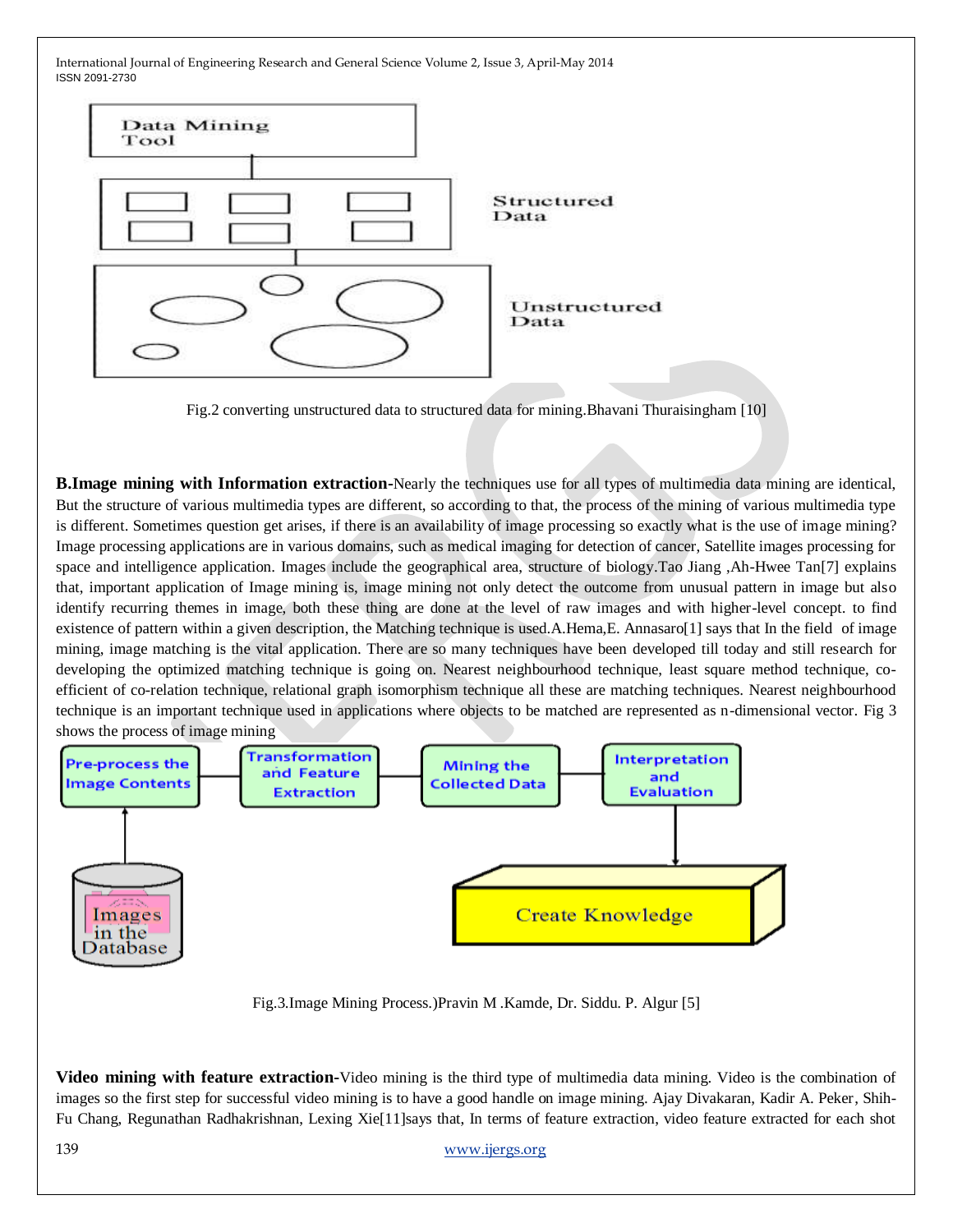Fig.2 converting unstructured data to structured data for mining.Bhavani Thuraisingham [10]

**B.Image mining with Information extraction-**Nearly the techniques use for all types of multimedia data mining are identical, But the structure of various multimedia types are different, so according to that, the process of the mining of various multimedia type is different. Sometimes question get arises, if there is an availability of image processing so exactly what is the use of image mining? Image processing applications are in various domains, such as medical imaging for detection of cancer, Satellite images processing for space and intelligence application. Images include the geographical area, structure of biology.Tao Jiang ,Ah-Hwee Tan[7] explains that, important application of Image mining is, image mining not only detect the outcome from unusual pattern in image but also identify recurring themes in image, both these thing are done at the level of raw images and with higher-level concept. to find existence of pattern within a given description, the Matching technique is used.A.Hema,E. Annasaro[1] says that In the field of image mining, image matching is the vital application. There are so many techniques have been developed till today and still research for developing the optimized matching technique is going on. Nearest neighbourhood technique, least square method technique, co-efficient of co-relation technique, relational graph isomorphism technique all these are matching techniques. Nearest neighbourhood technique is an important technique used in applications where objects to be matched are represented as n-dimensional vector. Fig 3 shows the process of image mining

Fig.3.Image Mining Process.)Pravin M .Kamde, Dr. Siddu. P. Algur [5]

**Video mining with feature extraction-**Video mining is the third type of multimedia data mining. Video is the combination of images so the first step for successful video mining is to have a good handle on image mining. Ajay Divakaran, Kadir A. Peker, Shih-Fu Chang, Regunathan Radhakrishnan, Lexing Xie[11]says that, In terms of feature extraction, video feature extracted for each shot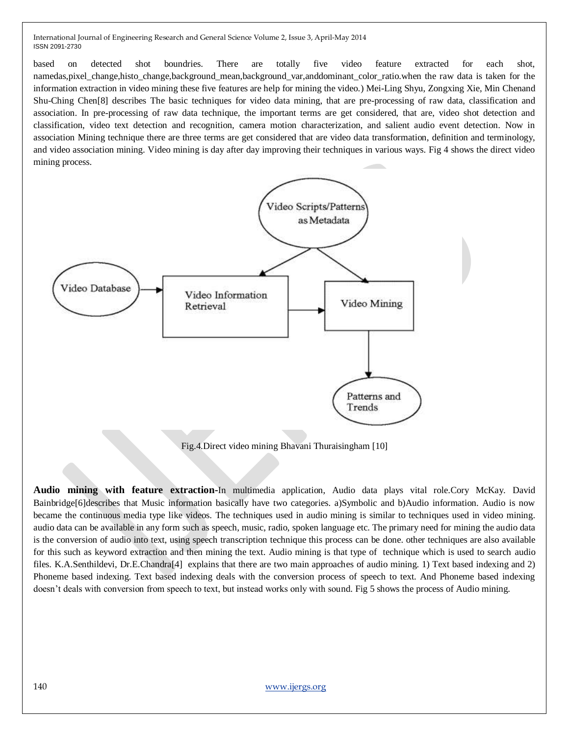based on detected shot boundries. There are totally five video feature extracted for each shot, namedas,pixel_change,histo_change,background_mean,background_var,anddominant_color_ratio.when the raw data is taken for the information extraction in video mining these five features are help for mining the video.) Mei-Ling Shyu, Zongxing Xie, Min Chenand Shu-Ching Chen[8] describes The basic techniques for video data mining, that are pre-processing of raw data, classification and association. In pre-processing of raw data technique, the important terms are get considered, that are, video shot detection and classification, video text detection and recognition, camera motion characterization, and salient audio event detection. Now in association Mining technique there are three terms are get considered that are video data transformation, definition and terminology, and video association mining. Video mining is day after day improving their techniques in various ways. Fig 4 shows the direct video mining process.

Video Scripts/Patterns as Metadata

Video Database → Video Information Retrieval → Video Mining → Patterns and Trends

Fig.4.Direct video mining Bhavani Thuraisingham [10]

**Audio mining with feature extraction-**In multimedia application, Audio data plays vital role.Cory McKay. David Bainbridge[6]describes that Music information basically have two categories. a)Symbolic and b)Audio information. Audio is now became the continuous media type like videos. The techniques used in audio mining is similar to techniques used in video mining. audio data can be available in any form such as speech, music, radio, spoken language etc. The primary need for mining the audio data is the conversion of audio into text, using speech transcription technique this process can be done. other techniques are also available for this such as keyword extraction and then mining the text. Audio mining is that type of technique which is used to search audio files. K.A.Senthildevi, Dr.E.Chandra[4] explains that there are two main approaches of audio mining. 1) Text based indexing and 2) Phoneme based indexing. Text based indexing deals with the conversion process of speech to text. And Phoneme based indexing doesn't deals with conversion from speech to text, but instead works only with sound. Fig 5 shows the process of Audio mining.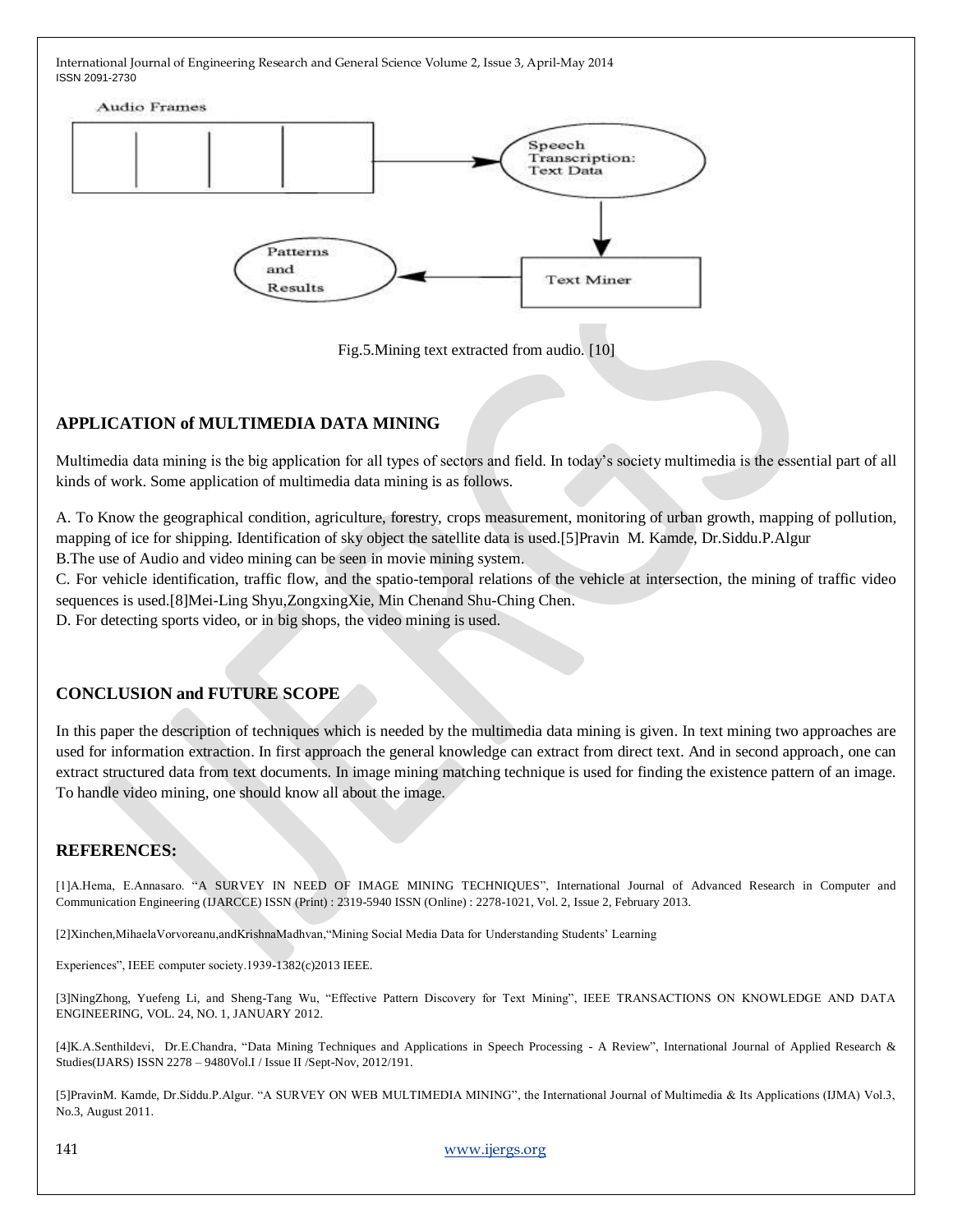Audio Frames

Speech Transcription: Text Data

Text Miner

Patterns and Results

Fig.5.Mining text extracted from audio. [10]

## APPLICATION of MULTIMEDIA DATA MINING

Multimedia data mining is the big application for all types of sectors and field. In today's society multimedia is the essential part of all kinds of work. Some application of multimedia data mining is as follows.

A. To Know the geographical condition, agriculture, forestry, crops measurement, monitoring of urban growth, mapping of pollution, mapping of ice for shipping. Identification of sky object the satellite data is used.[5]Pravin M. Kamde, Dr.Siddu.P.Algur

B.The use of Audio and video mining can be seen in movie mining system.

C. For vehicle identification, traffic flow, and the spatio-temporal relations of the vehicle at intersection, the mining of traffic video sequences is used.[8]Mei-Ling Shyu,ZongxingXie, Min Chenand Shu-Ching Chen.

D. For detecting sports video, or in big shops, the video mining is used.

## CONCLUSION and FUTURE SCOPE

In this paper the description of techniques which is needed by the multimedia data mining is given. In text mining two approaches are used for information extraction. In first approach the general knowledge can extract from direct text. And in second approach, one can extract structured data from text documents. In image mining matching technique is used for finding the existence pattern of an image. To handle video mining, one should know all about the image.

## REFERENCES:

[1]A.Hema, E.Annasaro. "A SURVEY IN NEED OF IMAGE MINING TECHNIQUES", International Journal of Advanced Research in Computer and Communication Engineering (IJARCCE) ISSN (Print) : 2319-5940 ISSN (Online) : 2278-1021, Vol. 2, Issue 2, February 2013.

[2]Xinchen,MihaelaVorvoreanu,andKrishnaMadhvan,"Mining Social Media Data for Understanding Students' Learning

Experiences", IEEE computer society.1939-1382(c)2013 IEEE.

[3]NingZhong, Yuefeng Li, and Sheng-Tang Wu, "Effective Pattern Discovery for Text Mining", IEEE TRANSACTIONS ON KNOWLEDGE AND DATA ENGINEERING, VOL. 24, NO. 1, JANUARY 2012.

[4]K.A.Senthildevi, Dr.E.Chandra, "Data Mining Techniques and Applications in Speech Processing - A Review", International Journal of Applied Research & Studies(IJARS) ISSN 2278 – 9480Vol.I / Issue II /Sept-Nov, 2012/191.

[5]PravinM. Kamde, Dr.Siddu.P.Algur. "A SURVEY ON WEB MULTIMEDIA MINING", the International Journal of Multimedia & Its Applications (IJMA) Vol.3, No.3, August 2011.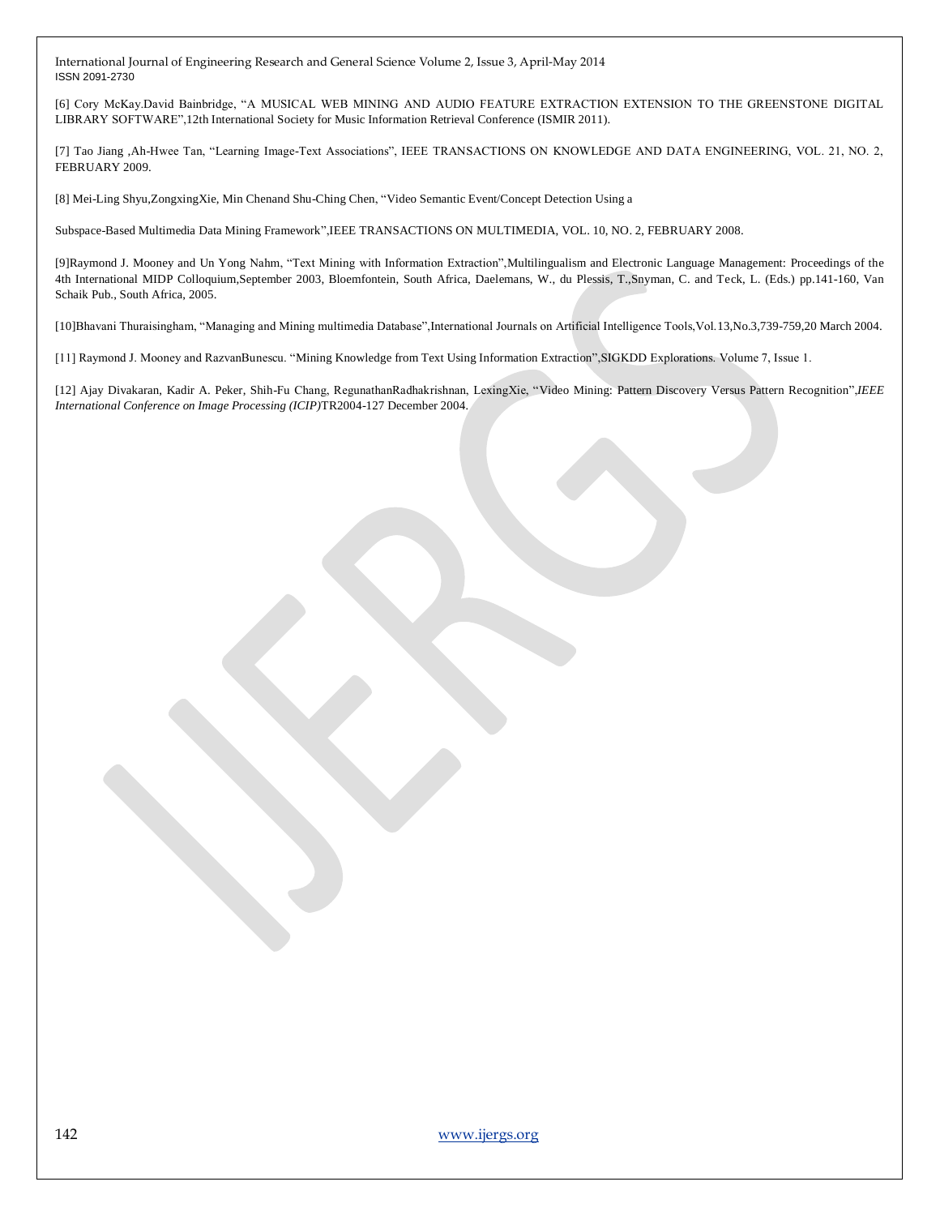[6] Cory McKay.David Bainbridge, "A MUSICAL WEB MINING AND AUDIO FEATURE EXTRACTION EXTENSION TO THE GREENSTONE DIGITAL LIBRARY SOFTWARE",12th International Society for Music Information Retrieval Conference (ISMIR 2011).

[7] Tao Jiang ,Ah-Hwee Tan, "Learning Image-Text Associations", IEEE TRANSACTIONS ON KNOWLEDGE AND DATA ENGINEERING, VOL. 21, NO. 2, FEBRUARY 2009.

[8] Mei-Ling Shyu,ZongxingXie, Min Chenand Shu-Ching Chen, "Video Semantic Event/Concept Detection Using a

Subspace-Based Multimedia Data Mining Framework",IEEE TRANSACTIONS ON MULTIMEDIA, VOL. 10, NO. 2, FEBRUARY 2008.

[9]Raymond J. Mooney and Un Yong Nahm, "Text Mining with Information Extraction",Multilingualism and Electronic Language Management: Proceedings of the 4th International MIDP Colloquium,September 2003, Bloemfontein, South Africa, Daelemans, W., du Plessis, T.,Snyman, C. and Teck, L. (Eds.) pp.141-160, Van Schaik Pub., South Africa, 2005.

[10]Bhavani Thuraisingham, "Managing and Mining multimedia Database",International Journals on Artificial Intelligence Tools,Vol.13,No.3,739-759,20 March 2004.

[11] Raymond J. Mooney and RazvanBunescu. "Mining Knowledge from Text Using Information Extraction",SIGKDD Explorations. Volume 7, Issue 1.

[12] Ajay Divakaran, Kadir A. Peker, Shih-Fu Chang, RegunathanRadhakrishnan, LexingXie, "Video Mining: Pattern Discovery Versus Pattern Recognition",*IEEE International Conference on Image Processing (ICIP)*TR2004-127 December 2004.